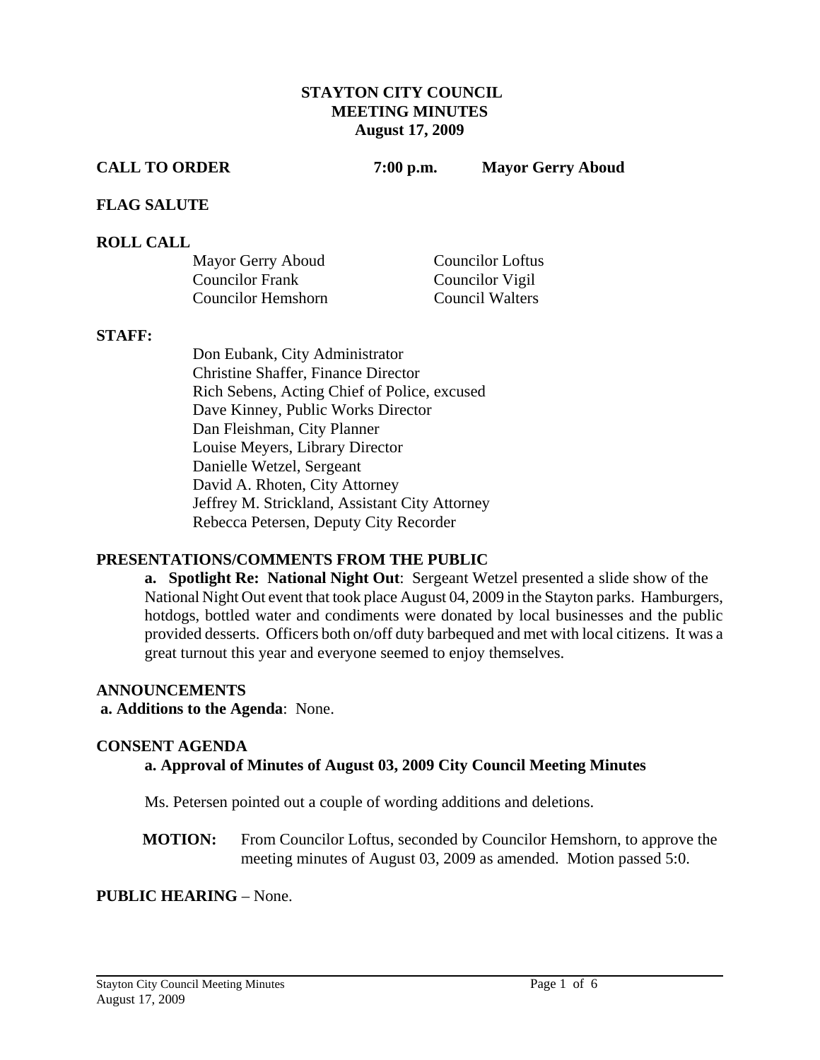# STAYTON CITY COUNCIL
# MEETING MINUTES
# August 17, 2009

**CALL TO ORDER** **7:00 p.m.** **Mayor Gerry Aboud**

**FLAG SALUTE**

**ROLL CALL**

Mayor Gerry Aboud
Councilor Frank
Councilor Hemshorn
Councilor Loftus
Councilor Vigil
Council Walters

**STAFF:**

Don Eubank, City Administrator
Christine Shaffer, Finance Director
Rich Sebens, Acting Chief of Police, excused
Dave Kinney, Public Works Director
Dan Fleishman, City Planner
Louise Meyers, Library Director
Danielle Wetzel, Sergeant
David A. Rhoten, City Attorney
Jeffrey M. Strickland, Assistant City Attorney
Rebecca Petersen, Deputy City Recorder

**PRESENTATIONS/COMMENTS FROM THE PUBLIC**

**a. Spotlight Re: National Night Out**: Sergeant Wetzel presented a slide show of the National Night Out event that took place August 04, 2009 in the Stayton parks. Hamburgers, hotdogs, bottled water and condiments were donated by local businesses and the public provided desserts. Officers both on/off duty barbequed and met with local citizens. It was a great turnout this year and everyone seemed to enjoy themselves.

**ANNOUNCEMENTS**

**a. Additions to the Agenda**: None.

**CONSENT AGENDA**

**a. Approval of Minutes of August 03, 2009 City Council Meeting Minutes**

Ms. Petersen pointed out a couple of wording additions and deletions.

**MOTION:** From Councilor Loftus, seconded by Councilor Hemshorn, to approve the meeting minutes of August 03, 2009 as amended. Motion passed 5:0.

**PUBLIC HEARING** – None.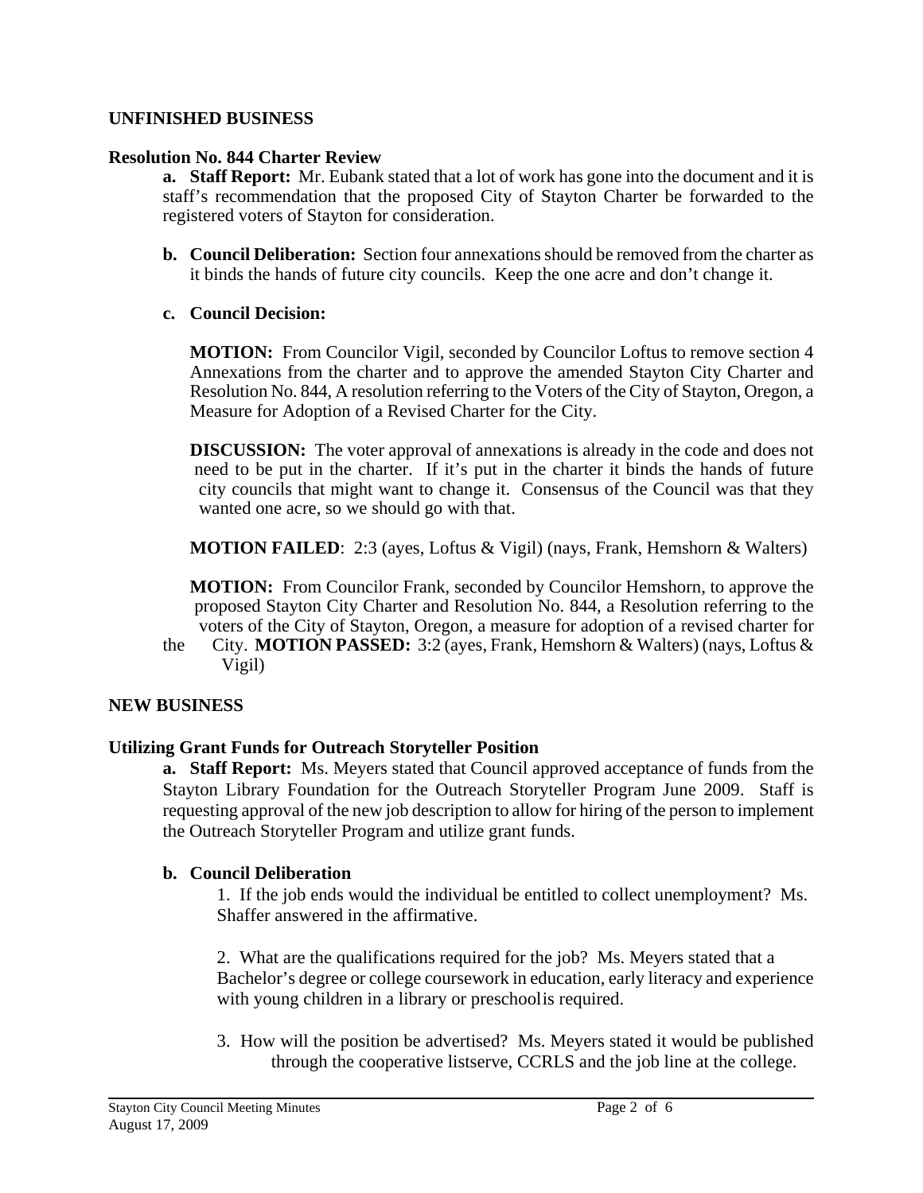## UNFINISHED BUSINESS

### Resolution No. 844 Charter Review

**a. Staff Report:** Mr. Eubank stated that a lot of work has gone into the document and it is staff's recommendation that the proposed City of Stayton Charter be forwarded to the registered voters of Stayton for consideration.

**b. Council Deliberation:** Section four annexations should be removed from the charter as it binds the hands of future city councils. Keep the one acre and don't change it.

**c. Council Decision:**

**MOTION:** From Councilor Vigil, seconded by Councilor Loftus to remove section 4 Annexations from the charter and to approve the amended Stayton City Charter and Resolution No. 844, A resolution referring to the Voters of the City of Stayton, Oregon, a Measure for Adoption of a Revised Charter for the City.

**DISCUSSION:** The voter approval of annexations is already in the code and does not need to be put in the charter. If it's put in the charter it binds the hands of future city councils that might want to change it. Consensus of the Council was that they wanted one acre, so we should go with that.

**MOTION FAILED**: 2:3 (ayes, Loftus & Vigil) (nays, Frank, Hemshorn & Walters)

**MOTION:** From Councilor Frank, seconded by Councilor Hemshorn, to approve the proposed Stayton City Charter and Resolution No. 844, a Resolution referring to the voters of the City of Stayton, Oregon, a measure for adoption of a revised charter for the City. **MOTION PASSED:** 3:2 (ayes, Frank, Hemshorn & Walters) (nays, Loftus & Vigil)

## NEW BUSINESS

### Utilizing Grant Funds for Outreach Storyteller Position

**a. Staff Report:** Ms. Meyers stated that Council approved acceptance of funds from the Stayton Library Foundation for the Outreach Storyteller Program June 2009. Staff is requesting approval of the new job description to allow for hiring of the person to implement the Outreach Storyteller Program and utilize grant funds.

**b. Council Deliberation**

1. If the job ends would the individual be entitled to collect unemployment? Ms. Shaffer answered in the affirmative.

2. What are the qualifications required for the job? Ms. Meyers stated that a Bachelor's degree or college coursework in education, early literacy and experience with young children in a library or preschool is required.

3. How will the position be advertised? Ms. Meyers stated it would be published through the cooperative listserve, CCRLS and the job line at the college.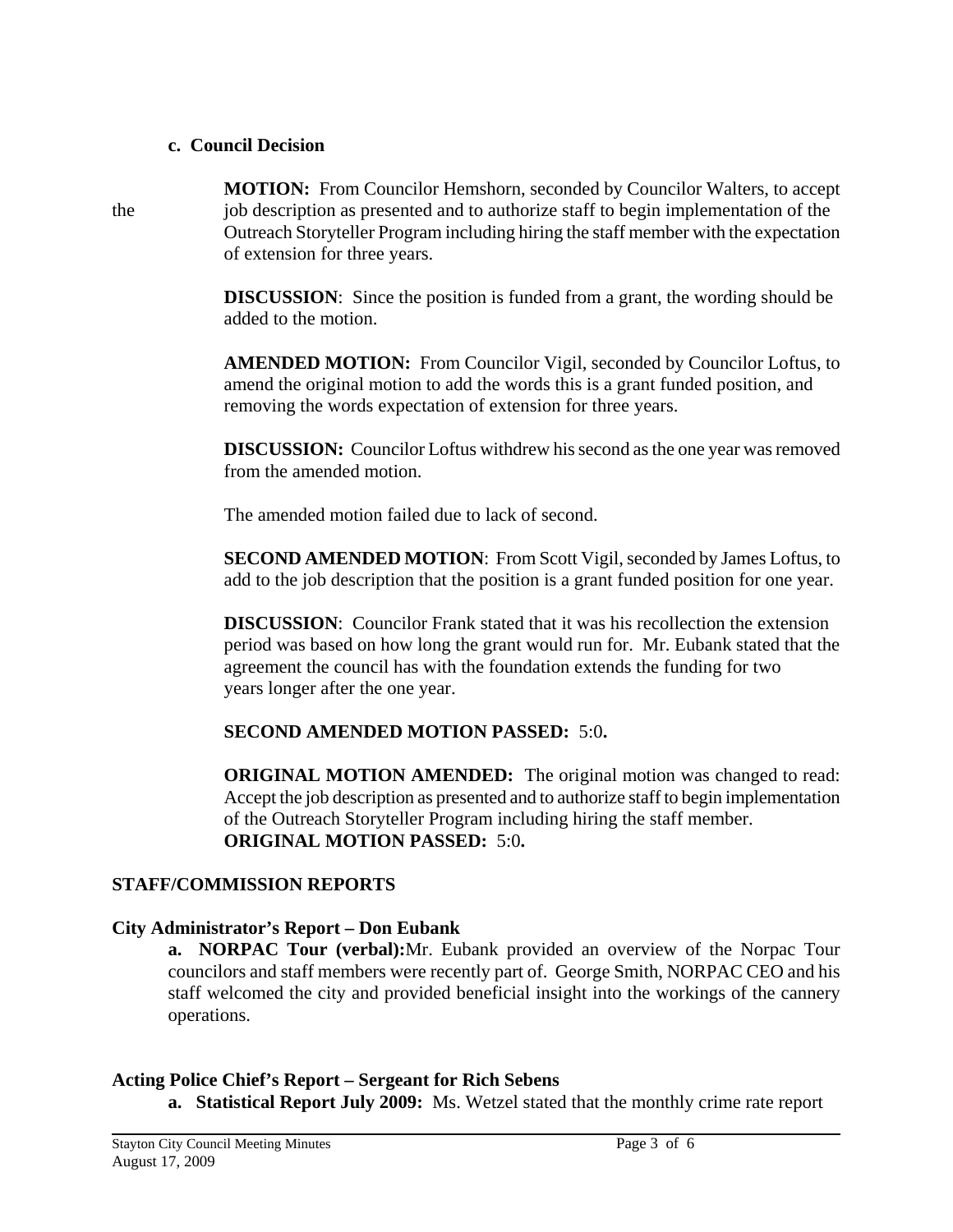**c. Council Decision**

**MOTION:** From Councilor Hemshorn, seconded by Councilor Walters, to accept the job description as presented and to authorize staff to begin implementation of the Outreach Storyteller Program including hiring the staff member with the expectation of extension for three years.

**DISCUSSION**: Since the position is funded from a grant, the wording should be added to the motion.

**AMENDED MOTION:** From Councilor Vigil, seconded by Councilor Loftus, to amend the original motion to add the words this is a grant funded position, and removing the words expectation of extension for three years.

**DISCUSSION:** Councilor Loftus withdrew his second as the one year was removed from the amended motion.

The amended motion failed due to lack of second.

**SECOND AMENDED MOTION**: From Scott Vigil, seconded by James Loftus, to add to the job description that the position is a grant funded position for one year.

**DISCUSSION**: Councilor Frank stated that it was his recollection the extension period was based on how long the grant would run for. Mr. Eubank stated that the agreement the council has with the foundation extends the funding for two years longer after the one year.

**SECOND AMENDED MOTION PASSED:** 5:0**.**

**ORIGINAL MOTION AMENDED:** The original motion was changed to read: Accept the job description as presented and to authorize staff to begin implementation of the Outreach Storyteller Program including hiring the staff member.
**ORIGINAL MOTION PASSED:** 5:0**.**

## STAFF/COMMISSION REPORTS

### City Administrator's Report – Don Eubank

**a. NORPAC Tour (verbal):** Mr. Eubank provided an overview of the Norpac Tour councilors and staff members were recently part of. George Smith, NORPAC CEO and his staff welcomed the city and provided beneficial insight into the workings of the cannery operations.

### Acting Police Chief's Report – Sergeant for Rich Sebens

**a. Statistical Report July 2009:** Ms. Wetzel stated that the monthly crime rate report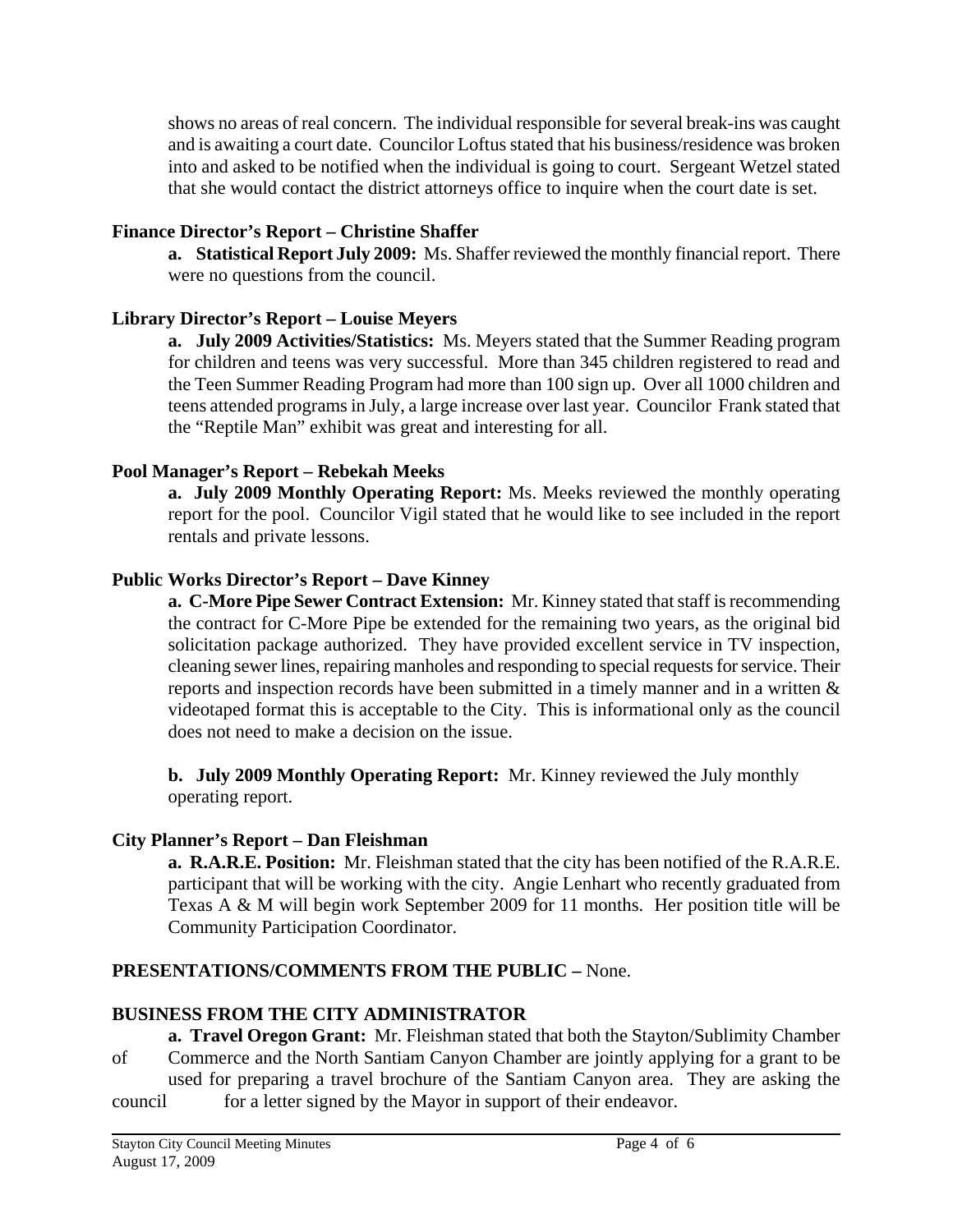shows no areas of real concern. The individual responsible for several break-ins was caught and is awaiting a court date. Councilor Loftus stated that his business/residence was broken into and asked to be notified when the individual is going to court. Sergeant Wetzel stated that she would contact the district attorneys office to inquire when the court date is set.

**Finance Director's Report – Christine Shaffer**

**a. Statistical Report July 2009:** Ms. Shaffer reviewed the monthly financial report. There were no questions from the council.

**Library Director's Report – Louise Meyers**

**a. July 2009 Activities/Statistics:** Ms. Meyers stated that the Summer Reading program for children and teens was very successful. More than 345 children registered to read and the Teen Summer Reading Program had more than 100 sign up. Over all 1000 children and teens attended programs in July, a large increase over last year. Councilor Frank stated that the "Reptile Man" exhibit was great and interesting for all.

**Pool Manager's Report – Rebekah Meeks**

**a. July 2009 Monthly Operating Report:** Ms. Meeks reviewed the monthly operating report for the pool. Councilor Vigil stated that he would like to see included in the report rentals and private lessons.

**Public Works Director's Report – Dave Kinney**

**a. C-More Pipe Sewer Contract Extension:** Mr. Kinney stated that staff is recommending the contract for C-More Pipe be extended for the remaining two years, as the original bid solicitation package authorized. They have provided excellent service in TV inspection, cleaning sewer lines, repairing manholes and responding to special requests for service. Their reports and inspection records have been submitted in a timely manner and in a written & videotaped format this is acceptable to the City. This is informational only as the council does not need to make a decision on the issue.

**b. July 2009 Monthly Operating Report:** Mr. Kinney reviewed the July monthly operating report.

**City Planner's Report – Dan Fleishman**

**a. R.A.R.E. Position:** Mr. Fleishman stated that the city has been notified of the R.A.R.E. participant that will be working with the city. Angie Lenhart who recently graduated from Texas A & M will begin work September 2009 for 11 months. Her position title will be Community Participation Coordinator.

**PRESENTATIONS/COMMENTS FROM THE PUBLIC –** None.

**BUSINESS FROM THE CITY ADMINISTRATOR**

**a. Travel Oregon Grant:** Mr. Fleishman stated that both the Stayton/Sublimity Chamber of Commerce and the North Santiam Canyon Chamber are jointly applying for a grant to be used for preparing a travel brochure of the Santiam Canyon area. They are asking the council for a letter signed by the Mayor in support of their endeavor.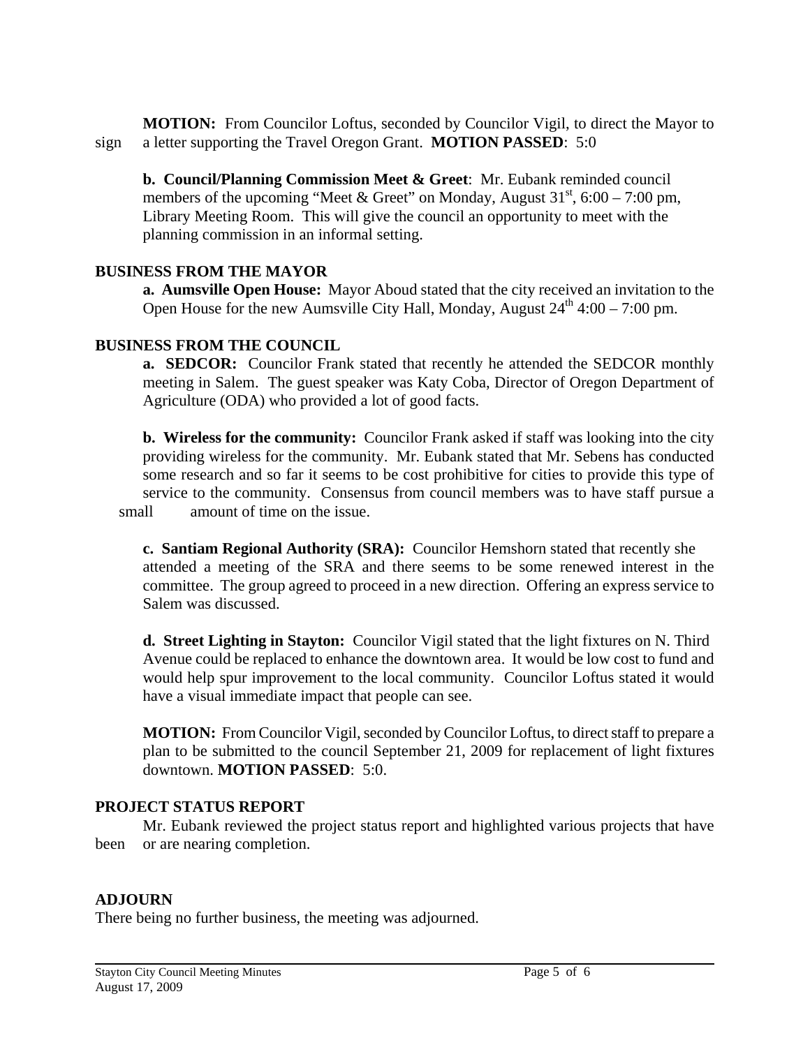**MOTION:** From Councilor Loftus, seconded by Councilor Vigil, to direct the Mayor to sign a letter supporting the Travel Oregon Grant. **MOTION PASSED**: 5:0

**b. Council/Planning Commission Meet & Greet**: Mr. Eubank reminded council members of the upcoming "Meet & Greet" on Monday, August 31st, 6:00 – 7:00 pm, Library Meeting Room. This will give the council an opportunity to meet with the planning commission in an informal setting.

## BUSINESS FROM THE MAYOR

**a. Aumsville Open House:** Mayor Aboud stated that the city received an invitation to the Open House for the new Aumsville City Hall, Monday, August 24th 4:00 – 7:00 pm.

## BUSINESS FROM THE COUNCIL

**a. SEDCOR:** Councilor Frank stated that recently he attended the SEDCOR monthly meeting in Salem. The guest speaker was Katy Coba, Director of Oregon Department of Agriculture (ODA) who provided a lot of good facts.

**b. Wireless for the community:** Councilor Frank asked if staff was looking into the city providing wireless for the community. Mr. Eubank stated that Mr. Sebens has conducted some research and so far it seems to be cost prohibitive for cities to provide this type of service to the community. Consensus from council members was to have staff pursue a small amount of time on the issue.

**c. Santiam Regional Authority (SRA):** Councilor Hemshorn stated that recently she attended a meeting of the SRA and there seems to be some renewed interest in the committee. The group agreed to proceed in a new direction. Offering an express service to Salem was discussed.

**d. Street Lighting in Stayton:** Councilor Vigil stated that the light fixtures on N. Third Avenue could be replaced to enhance the downtown area. It would be low cost to fund and would help spur improvement to the local community. Councilor Loftus stated it would have a visual immediate impact that people can see.

**MOTION:** From Councilor Vigil, seconded by Councilor Loftus, to direct staff to prepare a plan to be submitted to the council September 21, 2009 for replacement of light fixtures downtown. **MOTION PASSED**: 5:0.

## PROJECT STATUS REPORT

Mr. Eubank reviewed the project status report and highlighted various projects that have been or are nearing completion.

## ADJOURN

There being no further business, the meeting was adjourned.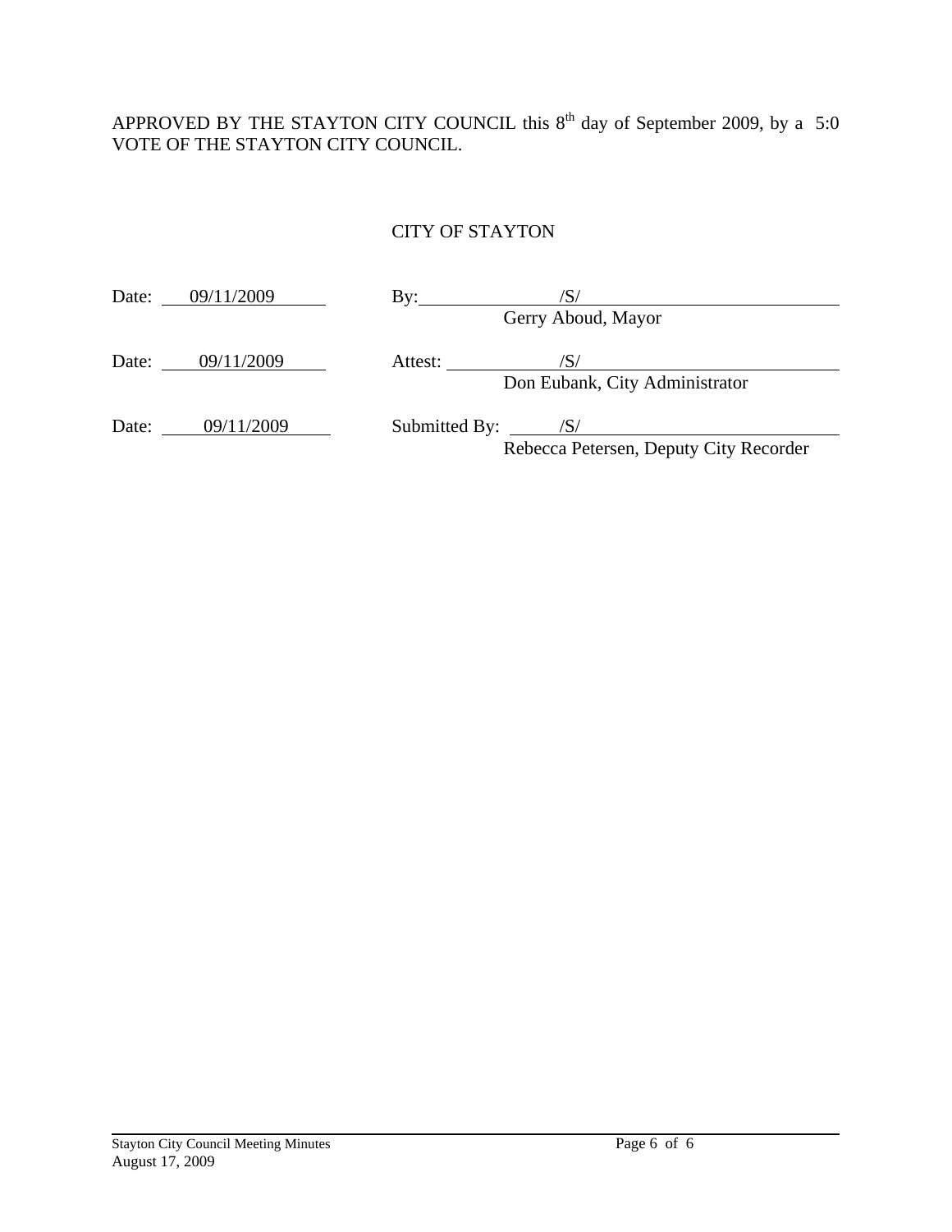APPROVED BY THE STAYTON CITY COUNCIL this 8th day of September 2009, by a 5:0 VOTE OF THE STAYTON CITY COUNCIL.

CITY OF STAYTON

Date: 09/11/2009 By: /S/
Gerry Aboud, Mayor

Date: 09/11/2009 Attest: /S/
Don Eubank, City Administrator

Date: 09/11/2009 Submitted By: /S/
Rebecca Petersen, Deputy City Recorder